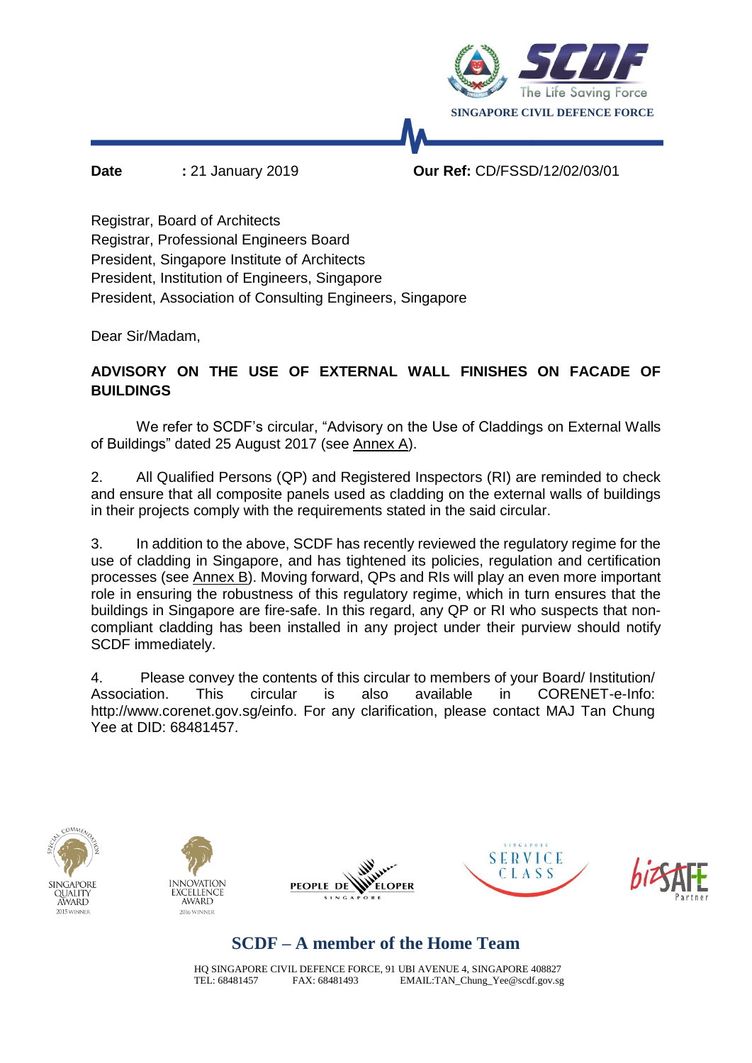SCDF
The Life Saving Force
SINGAPORE CIVIL DEFENCE FORCE

**Date** : 21 January 2019 **Our Ref:** CD/FSSD/12/02/03/01

Registrar, Board of Architects
Registrar, Professional Engineers Board
President, Singapore Institute of Architects
President, Institution of Engineers, Singapore
President, Association of Consulting Engineers, Singapore

Dear Sir/Madam,

**ADVISORY ON THE USE OF EXTERNAL WALL FINISHES ON FACADE OF BUILDINGS**

We refer to SCDF's circular, "Advisory on the Use of Claddings on External Walls of Buildings" dated 25 August 2017 (see Annex A).

2. All Qualified Persons (QP) and Registered Inspectors (RI) are reminded to check and ensure that all composite panels used as cladding on the external walls of buildings in their projects comply with the requirements stated in the said circular.

3. In addition to the above, SCDF has recently reviewed the regulatory regime for the use of cladding in Singapore, and has tightened its policies, regulation and certification processes (see Annex B). Moving forward, QPs and RIs will play an even more important role in ensuring the robustness of this regulatory regime, which in turn ensures that the buildings in Singapore are fire-safe. In this regard, any QP or RI who suspects that non-compliant cladding has been installed in any project under their purview should notify SCDF immediately.

4. Please convey the contents of this circular to members of your Board/ Institution/ Association. This circular is also available in CORENET-e-Info: http://www.corenet.gov.sg/einfo. For any clarification, please contact MAJ Tan Chung Yee at DID: 68481457.

SCDF – A member of the Home Team

HQ SINGAPORE CIVIL DEFENCE FORCE, 91 UBI AVENUE 4, SINGAPORE 408827
TEL: 68481457 FAX: 68481493 EMAIL:TAN_Chung_Yee@scdf.gov.sg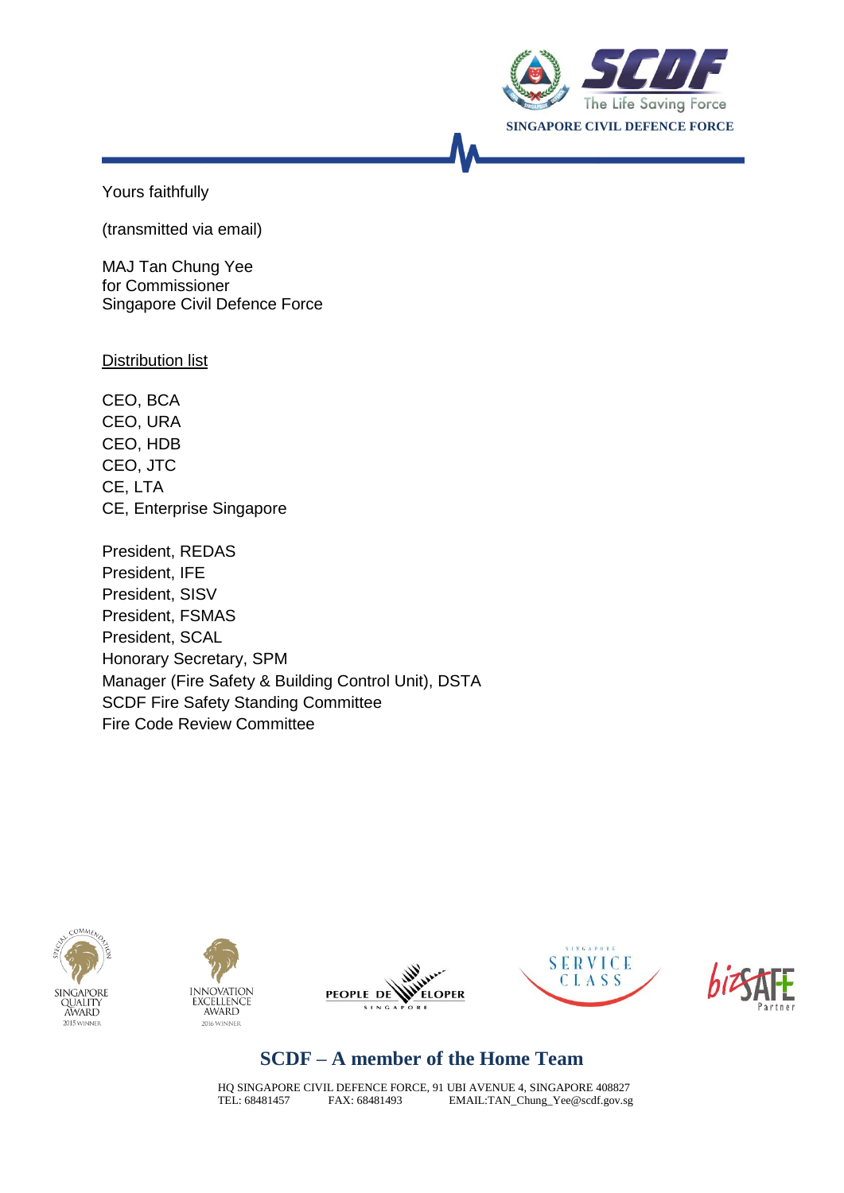Yours faithfully

(transmitted via email)

MAJ Tan Chung Yee
for Commissioner
Singapore Civil Defence Force

Distribution list

CEO, BCA
CEO, URA
CEO, HDB
CEO, JTC
CE, LTA
CE, Enterprise Singapore

President, REDAS
President, IFE
President, SISV
President, FSMAS
President, SCAL
Honorary Secretary, SPM
Manager (Fire Safety & Building Control Unit), DSTA
SCDF Fire Safety Standing Committee
Fire Code Review Committee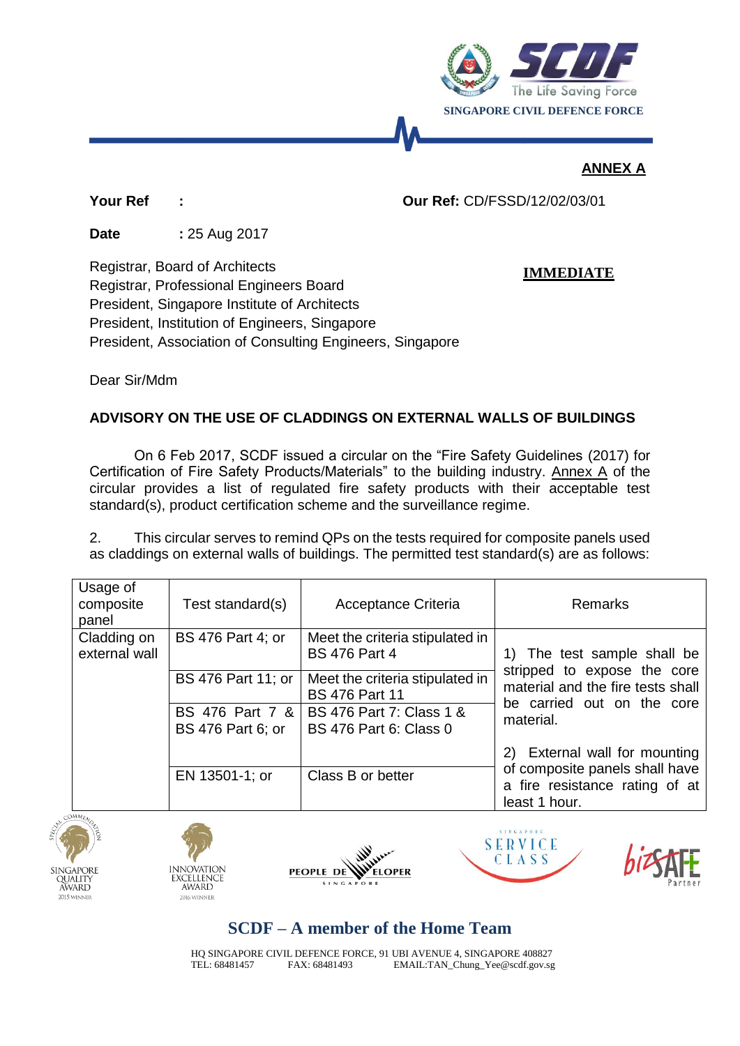**ANNEX A**

**Your Ref :** **Our Ref:** CD/FSSD/12/02/03/01

**Date** : 25 Aug 2017

Registrar, Board of Architects
Registrar, Professional Engineers Board
President, Singapore Institute of Architects
President, Institution of Engineers, Singapore
President, Association of Consulting Engineers, Singapore

**IMMEDIATE**

Dear Sir/Mdm

**ADVISORY ON THE USE OF CLADDINGS ON EXTERNAL WALLS OF BUILDINGS**

On 6 Feb 2017, SCDF issued a circular on the "Fire Safety Guidelines (2017) for Certification of Fire Safety Products/Materials" to the building industry. Annex A of the circular provides a list of regulated fire safety products with their acceptable test standard(s), product certification scheme and the surveillance regime.

2. This circular serves to remind QPs on the tests required for composite panels used as claddings on external walls of buildings. The permitted test standard(s) are as follows:

| Usage of composite panel | Test standard(s) | Acceptance Criteria | Remarks |
|---|---|---|---|
| Cladding on external wall | BS 476 Part 4; or | Meet the criteria stipulated in BS 476 Part 4 | 1) The test sample shall be stripped to expose the core material and the fire tests shall be carried out on the core material. 2) External wall for mounting of composite panels shall have a fire resistance rating of at least 1 hour. |
| | BS 476 Part 11; or | Meet the criteria stipulated in BS 476 Part 11 | |
| | BS 476 Part 7 & BS 476 Part 6; or | BS 476 Part 7: Class 1 & BS 476 Part 6: Class 0 | |
| | EN 13501-1; or | Class B or better | |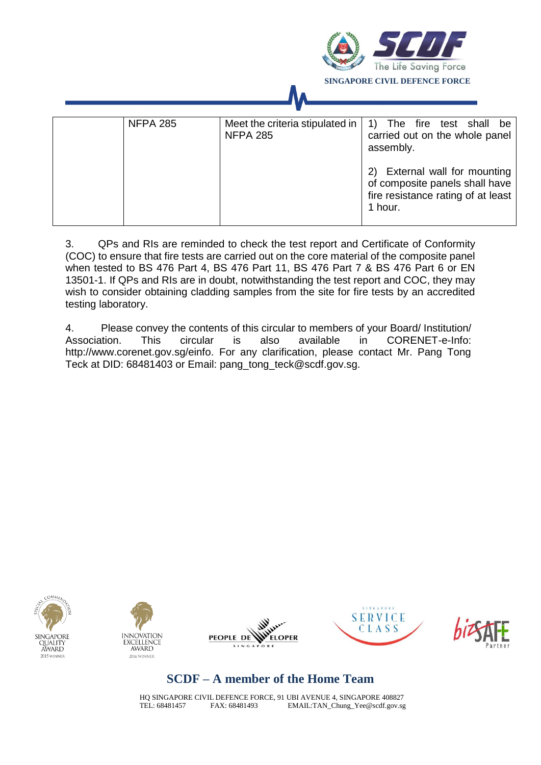|  | NFPA 285 | Meet the criteria stipulated in NFPA 285 | 1) The fire test shall be carried out on the whole panel assembly.<br><br>2) External wall for mounting of composite panels shall have fire resistance rating of at least 1 hour. |
|---|---|---|---|

3. QPs and RIs are reminded to check the test report and Certificate of Conformity (COC) to ensure that fire tests are carried out on the core material of the composite panel when tested to BS 476 Part 4, BS 476 Part 11, BS 476 Part 7 & BS 476 Part 6 or EN 13501-1. If QPs and RIs are in doubt, notwithstanding the test report and COC, they may wish to consider obtaining cladding samples from the site for fire tests by an accredited testing laboratory.

4. Please convey the contents of this circular to members of your Board/ Institution/ Association. This circular is also available in CORENET-e-Info: http://www.corenet.gov.sg/einfo. For any clarification, please contact Mr. Pang Tong Teck at DID: 68481403 or Email: pang_tong_teck@scdf.gov.sg.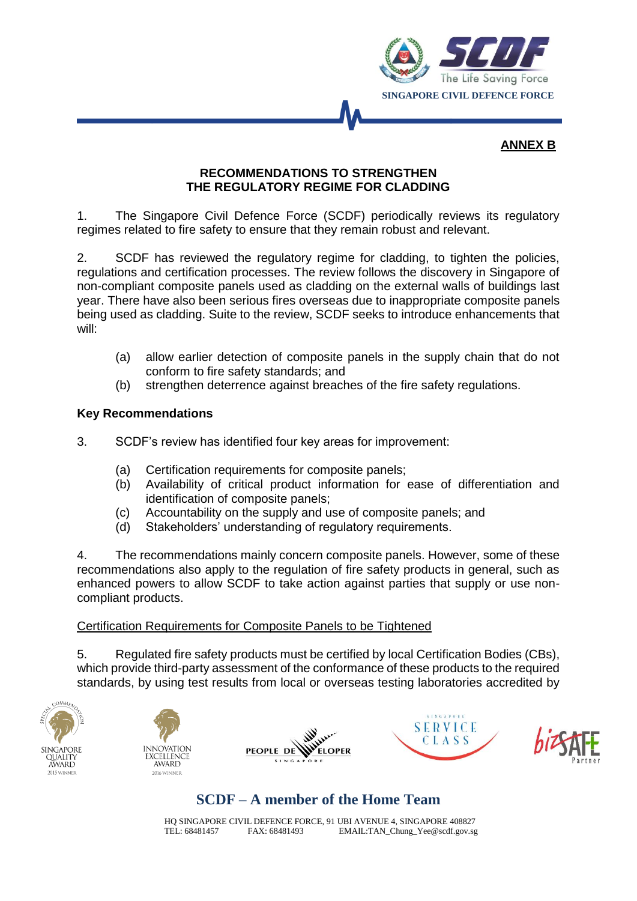**ANNEX B**

**RECOMMENDATIONS TO STRENGTHEN THE REGULATORY REGIME FOR CLADDING**

1. The Singapore Civil Defence Force (SCDF) periodically reviews its regulatory regimes related to fire safety to ensure that they remain robust and relevant.

2. SCDF has reviewed the regulatory regime for cladding, to tighten the policies, regulations and certification processes. The review follows the discovery in Singapore of non-compliant composite panels used as cladding on the external walls of buildings last year. There have also been serious fires overseas due to inappropriate composite panels being used as cladding. Suite to the review, SCDF seeks to introduce enhancements that will:

   (a) allow earlier detection of composite panels in the supply chain that do not conform to fire safety standards; and
   (b) strengthen deterrence against breaches of the fire safety regulations.

**Key Recommendations**

3. SCDF's review has identified four key areas for improvement:

   (a) Certification requirements for composite panels;
   (b) Availability of critical product information for ease of differentiation and identification of composite panels;
   (c) Accountability on the supply and use of composite panels; and
   (d) Stakeholders' understanding of regulatory requirements.

4. The recommendations mainly concern composite panels. However, some of these recommendations also apply to the regulation of fire safety products in general, such as enhanced powers to allow SCDF to take action against parties that supply or use non-compliant products.

<u>Certification Requirements for Composite Panels to be Tightened</u>

5. Regulated fire safety products must be certified by local Certification Bodies (CBs), which provide third-party assessment of the conformance of these products to the required standards, by using test results from local or overseas testing laboratories accredited by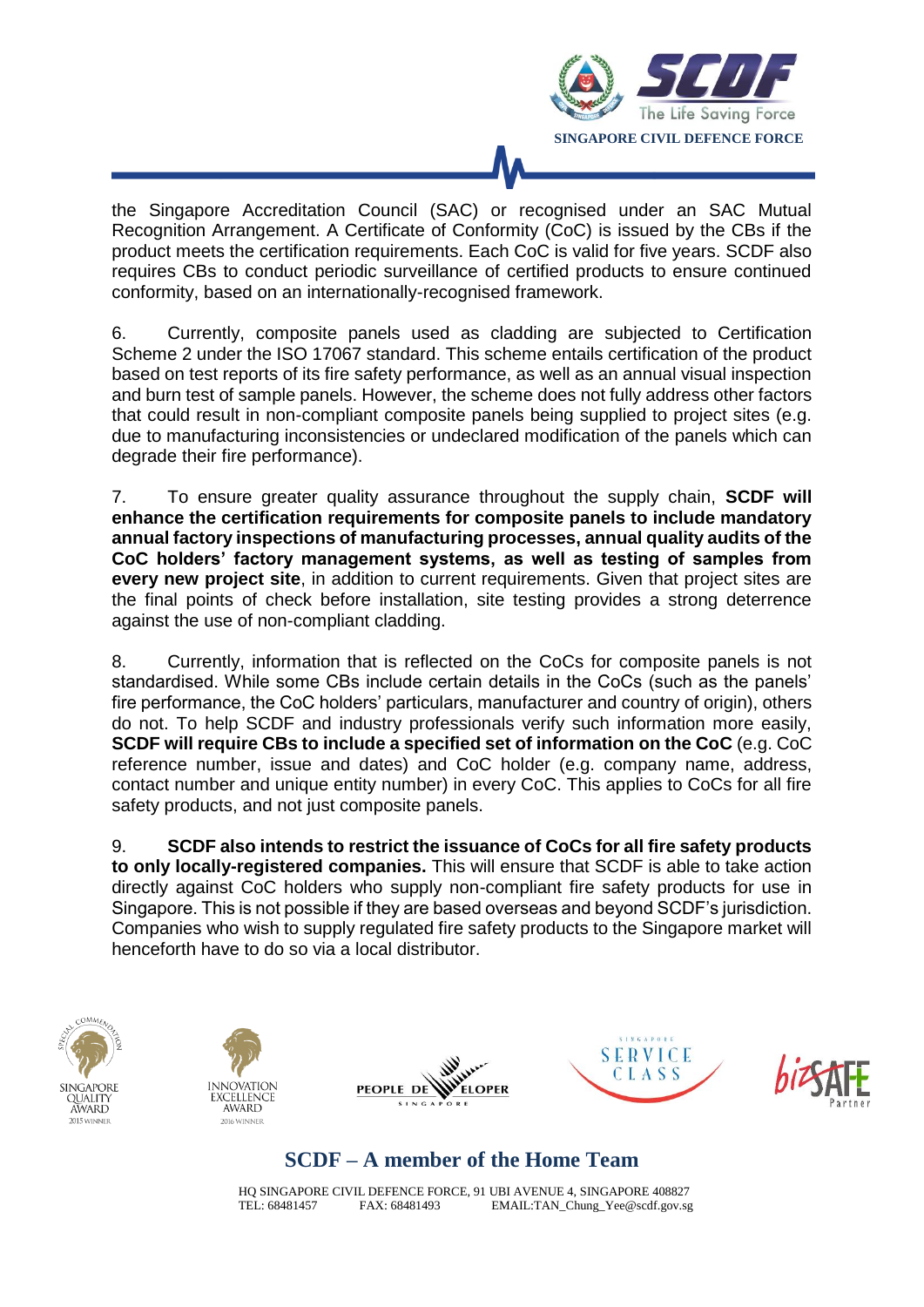the Singapore Accreditation Council (SAC) or recognised under an SAC Mutual Recognition Arrangement. A Certificate of Conformity (CoC) is issued by the CBs if the product meets the certification requirements. Each CoC is valid for five years. SCDF also requires CBs to conduct periodic surveillance of certified products to ensure continued conformity, based on an internationally-recognised framework.

6. Currently, composite panels used as cladding are subjected to Certification Scheme 2 under the ISO 17067 standard. This scheme entails certification of the product based on test reports of its fire safety performance, as well as an annual visual inspection and burn test of sample panels. However, the scheme does not fully address other factors that could result in non-compliant composite panels being supplied to project sites (e.g. due to manufacturing inconsistencies or undeclared modification of the panels which can degrade their fire performance).

7. To ensure greater quality assurance throughout the supply chain, **SCDF will enhance the certification requirements for composite panels to include mandatory annual factory inspections of manufacturing processes, annual quality audits of the CoC holders' factory management systems, as well as testing of samples from every new project site**, in addition to current requirements. Given that project sites are the final points of check before installation, site testing provides a strong deterrence against the use of non-compliant cladding.

8. Currently, information that is reflected on the CoCs for composite panels is not standardised. While some CBs include certain details in the CoCs (such as the panels' fire performance, the CoC holders' particulars, manufacturer and country of origin), others do not. To help SCDF and industry professionals verify such information more easily, **SCDF will require CBs to include a specified set of information on the CoC** (e.g. CoC reference number, issue and dates) and CoC holder (e.g. company name, address, contact number and unique entity number) in every CoC. This applies to CoCs for all fire safety products, and not just composite panels.

9. **SCDF also intends to restrict the issuance of CoCs for all fire safety products to only locally-registered companies.** This will ensure that SCDF is able to take action directly against CoC holders who supply non-compliant fire safety products for use in Singapore. This is not possible if they are based overseas and beyond SCDF's jurisdiction. Companies who wish to supply regulated fire safety products to the Singapore market will henceforth have to do so via a local distributor.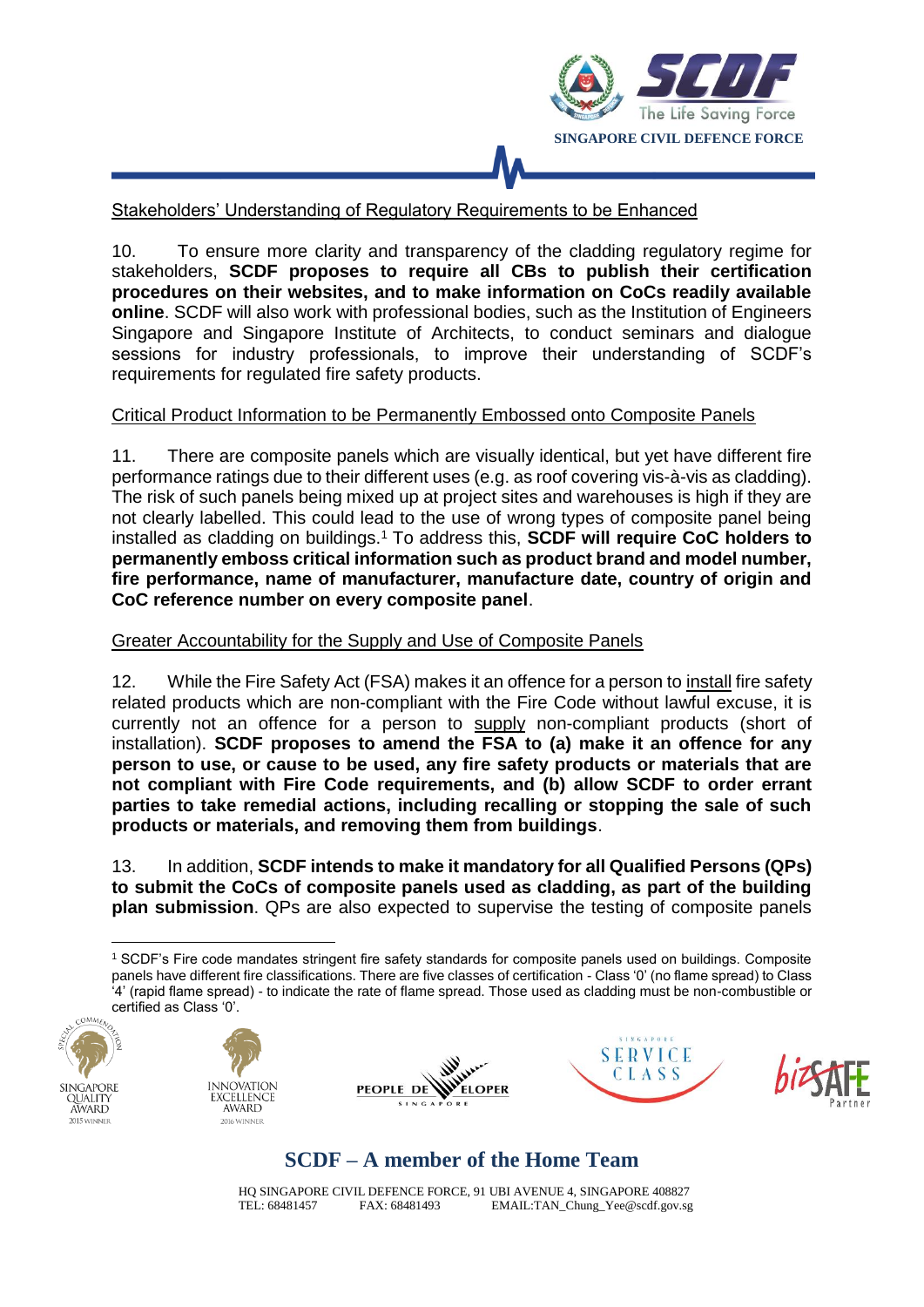Stakeholders' Understanding of Regulatory Requirements to be Enhanced

10. To ensure more clarity and transparency of the cladding regulatory regime for stakeholders, **SCDF proposes to require all CBs to publish their certification procedures on their websites, and to make information on CoCs readily available online**. SCDF will also work with professional bodies, such as the Institution of Engineers Singapore and Singapore Institute of Architects, to conduct seminars and dialogue sessions for industry professionals, to improve their understanding of SCDF's requirements for regulated fire safety products.

Critical Product Information to be Permanently Embossed onto Composite Panels

11. There are composite panels which are visually identical, but yet have different fire performance ratings due to their different uses (e.g. as roof covering vis-à-vis as cladding). The risk of such panels being mixed up at project sites and warehouses is high if they are not clearly labelled. This could lead to the use of wrong types of composite panel being installed as cladding on buildings.[1] To address this, **SCDF will require CoC holders to permanently emboss critical information such as product brand and model number, fire performance, name of manufacturer, manufacture date, country of origin and CoC reference number on every composite panel**.

Greater Accountability for the Supply and Use of Composite Panels

12. While the Fire Safety Act (FSA) makes it an offence for a person to install fire safety related products which are non-compliant with the Fire Code without lawful excuse, it is currently not an offence for a person to supply non-compliant products (short of installation). **SCDF proposes to amend the FSA to (a) make it an offence for any person to use, or cause to be used, any fire safety products or materials that are not compliant with Fire Code requirements, and (b) allow SCDF to order errant parties to take remedial actions, including recalling or stopping the sale of such products or materials, and removing them from buildings**.

13. In addition, **SCDF intends to make it mandatory for all Qualified Persons (QPs) to submit the CoCs of composite panels used as cladding, as part of the building plan submission**. QPs are also expected to supervise the testing of composite panels

[1] SCDF's Fire code mandates stringent fire safety standards for composite panels used on buildings. Composite panels have different fire classifications. There are five classes of certification - Class '0' (no flame spread) to Class '4' (rapid flame spread) - to indicate the rate of flame spread. Those used as cladding must be non-combustible or certified as Class '0'.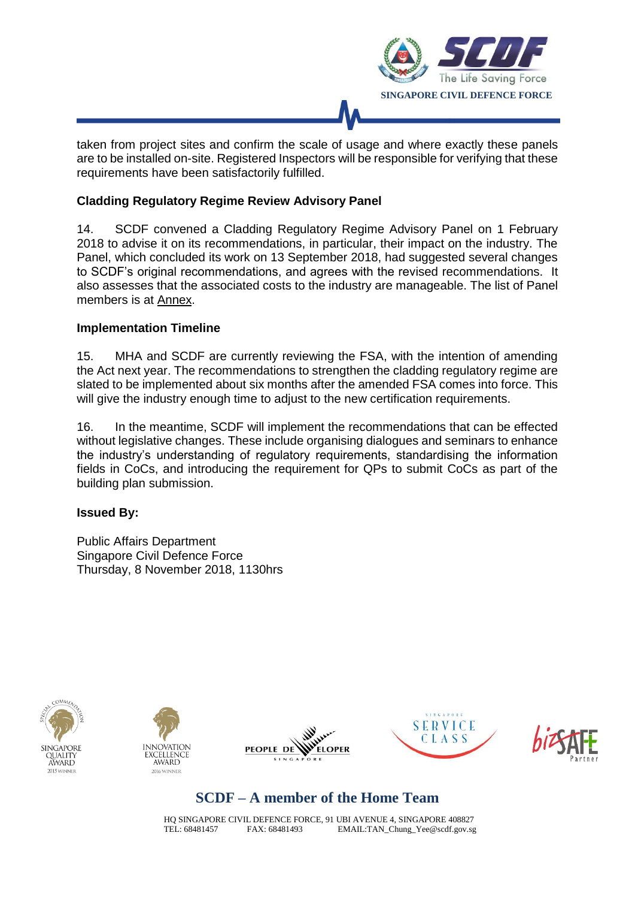taken from project sites and confirm the scale of usage and where exactly these panels are to be installed on-site. Registered Inspectors will be responsible for verifying that these requirements have been satisfactorily fulfilled.

**Cladding Regulatory Regime Review Advisory Panel**

14. SCDF convened a Cladding Regulatory Regime Advisory Panel on 1 February 2018 to advise it on its recommendations, in particular, their impact on the industry. The Panel, which concluded its work on 13 September 2018, had suggested several changes to SCDF's original recommendations, and agrees with the revised recommendations. It also assesses that the associated costs to the industry are manageable. The list of Panel members is at Annex.

**Implementation Timeline**

15. MHA and SCDF are currently reviewing the FSA, with the intention of amending the Act next year. The recommendations to strengthen the cladding regulatory regime are slated to be implemented about six months after the amended FSA comes into force. This will give the industry enough time to adjust to the new certification requirements.

16. In the meantime, SCDF will implement the recommendations that can be effected without legislative changes. These include organising dialogues and seminars to enhance the industry's understanding of regulatory requirements, standardising the information fields in CoCs, and introducing the requirement for QPs to submit CoCs as part of the building plan submission.

**Issued By:**

Public Affairs Department
Singapore Civil Defence Force
Thursday, 8 November 2018, 1130hrs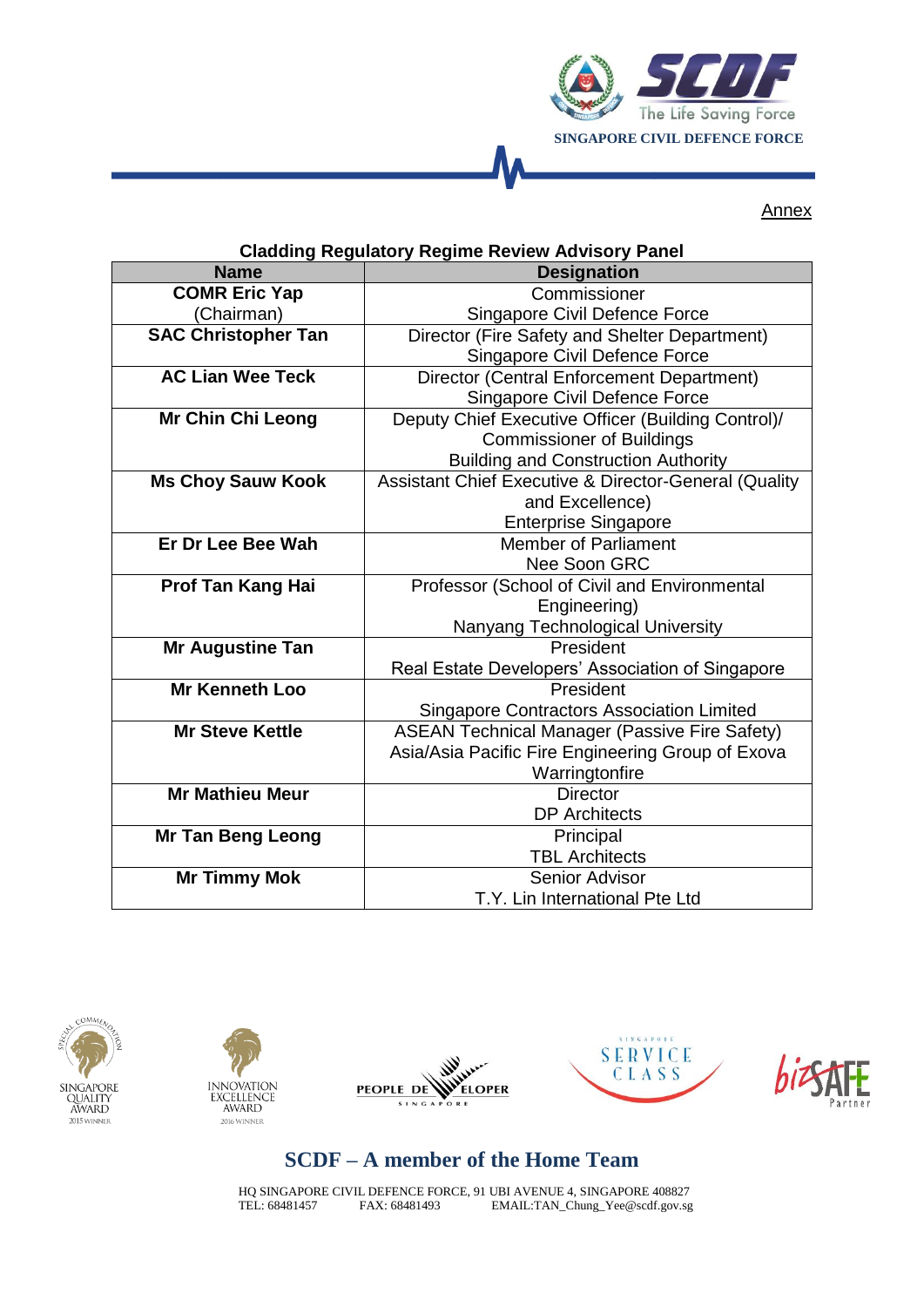Annex

**Cladding Regulatory Regime Review Advisory Panel**

| Name | Designation |
|---|---|
| **COMR Eric Yap** (Chairman) | Commissioner<br>Singapore Civil Defence Force |
| **SAC Christopher Tan** | Director (Fire Safety and Shelter Department)<br>Singapore Civil Defence Force |
| **AC Lian Wee Teck** | Director (Central Enforcement Department)<br>Singapore Civil Defence Force |
| **Mr Chin Chi Leong** | Deputy Chief Executive Officer (Building Control)/ Commissioner of Buildings<br>Building and Construction Authority |
| **Ms Choy Sauw Kook** | Assistant Chief Executive & Director-General (Quality and Excellence)<br>Enterprise Singapore |
| **Er Dr Lee Bee Wah** | Member of Parliament<br>Nee Soon GRC |
| **Prof Tan Kang Hai** | Professor (School of Civil and Environmental Engineering)<br>Nanyang Technological University |
| **Mr Augustine Tan** | President<br>Real Estate Developers' Association of Singapore |
| **Mr Kenneth Loo** | President<br>Singapore Contractors Association Limited |
| **Mr Steve Kettle** | ASEAN Technical Manager (Passive Fire Safety) Asia/Asia Pacific Fire Engineering Group of Exova Warringtonfire |
| **Mr Mathieu Meur** | Director<br>DP Architects |
| **Mr Tan Beng Leong** | Principal<br>TBL Architects |
| **Mr Timmy Mok** | Senior Advisor<br>T.Y. Lin International Pte Ltd |